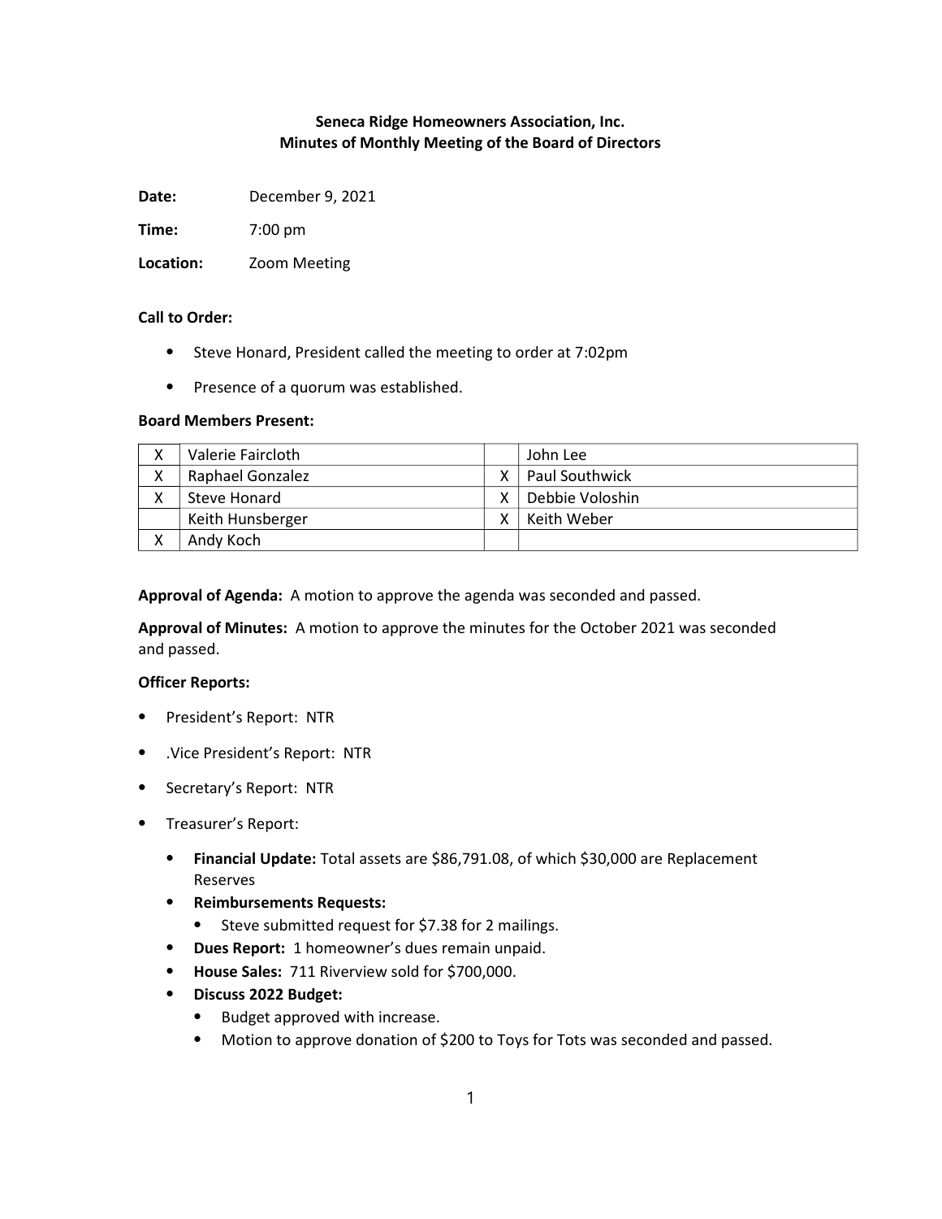**Seneca Ridge Homeowners Association, Inc.**
**Minutes of Monthly Meeting of the Board of Directors**

**Date:** December 9, 2021

**Time:** 7:00 pm

**Location:** Zoom Meeting

**Call to Order:**

- Steve Honard, President called the meeting to order at 7:02pm
- Presence of a quorum was established.

**Board Members Present:**

| | | | |
|---|---|---|---|
| X | Valerie Faircloth | | John Lee |
| X | Raphael Gonzalez | X | Paul Southwick |
| X | Steve Honard | X | Debbie Voloshin |
| | Keith Hunsberger | X | Keith Weber |
| X | Andy Koch | | |

**Approval of Agenda:** A motion to approve the agenda was seconded and passed.

**Approval of Minutes:** A motion to approve the minutes for the October 2021 was seconded and passed.

**Officer Reports:**

- President's Report: NTR
- .Vice President's Report: NTR
- Secretary's Report: NTR
- Treasurer's Report:
  - **Financial Update:** Total assets are $86,791.08, of which $30,000 are Replacement Reserves
  - **Reimbursements Requests:**
    - Steve submitted request for $7.38 for 2 mailings.
  - **Dues Report:** 1 homeowner's dues remain unpaid.
  - **House Sales:** 711 Riverview sold for $700,000.
  - **Discuss 2022 Budget:**
    - Budget approved with increase.
    - Motion to approve donation of $200 to Toys for Tots was seconded and passed.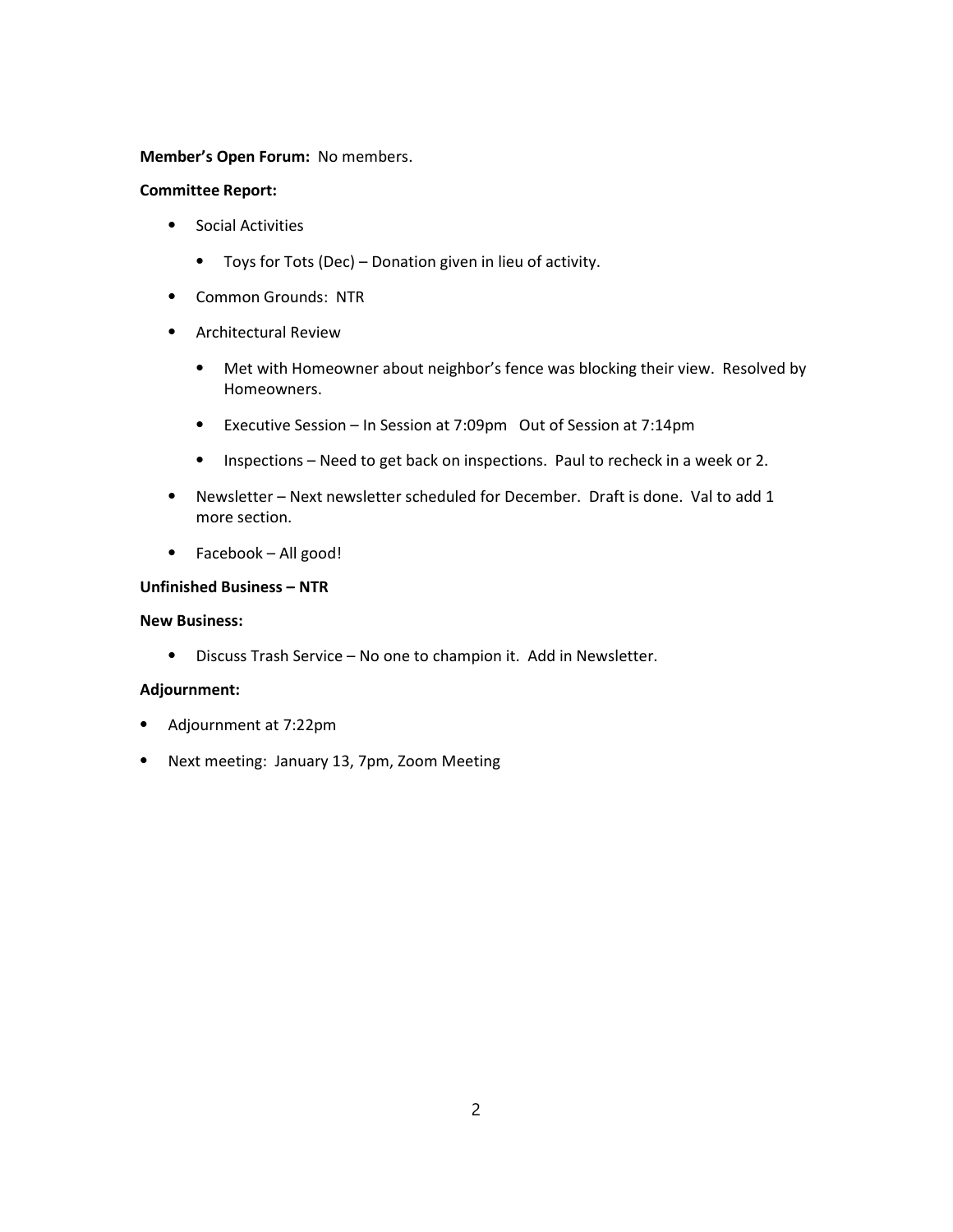**Member's Open Forum:** No members.

**Committee Report:**

- Social Activities
    - Toys for Tots (Dec) – Donation given in lieu of activity.
- Common Grounds: NTR
- Architectural Review
    - Met with Homeowner about neighbor's fence was blocking their view. Resolved by Homeowners.
    - Executive Session – In Session at 7:09pm Out of Session at 7:14pm
    - Inspections – Need to get back on inspections. Paul to recheck in a week or 2.
- Newsletter – Next newsletter scheduled for December. Draft is done. Val to add 1 more section.
- Facebook – All good!

**Unfinished Business – NTR**

**New Business:**

- Discuss Trash Service – No one to champion it. Add in Newsletter.

**Adjournment:**

- Adjournment at 7:22pm
- Next meeting: January 13, 7pm, Zoom Meeting